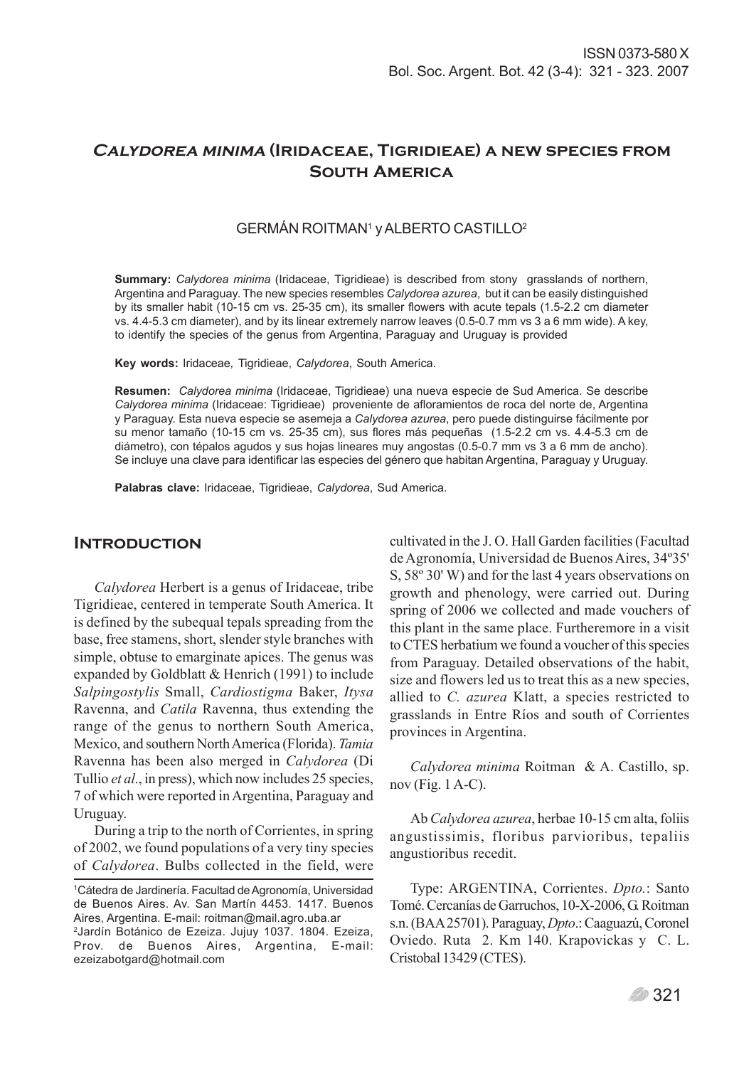# *Calydorea minima* (Iridaceae, Tigridieae) a new species from South America

GERMÁN ROITMAN[1] y ALBERTO CASTILLO[2]

**Summary:** *Calydorea minima* (Iridaceae, Tigridieae) is described from stony grasslands of northern, Argentina and Paraguay. The new species resembles *Calydorea azurea*, but it can be easily distinguished by its smaller habit (10-15 cm vs. 25-35 cm), its smaller flowers with acute tepals (1.5-2.2 cm diameter vs. 4.4-5.3 cm diameter), and by its linear extremely narrow leaves (0.5-0.7 mm vs 3 a 6 mm wide). A key, to identify the species of the genus from Argentina, Paraguay and Uruguay is provided

**Key words:** Iridaceae*,* Tigridieae, *Calydorea*, South America.

**Resumen:** *Calydorea minima* (Iridaceae, Tigridieae) una nueva especie de Sud America. Se describe *Calydorea minima* (Iridaceae: Tigridieae) proveniente de afloramientos de roca del norte de, Argentina y Paraguay. Esta nueva especie se asemeja a *Calydorea azurea*, pero puede distinguirse fácilmente por su menor tamaño (10-15 cm vs. 25-35 cm), sus flores más pequeñas (1.5-2.2 cm vs. 4.4-5.3 cm de diámetro), con tépalos agudos y sus hojas lineares muy angostas (0.5-0.7 mm vs 3 a 6 mm de ancho). Se incluye una clave para identificar las especies del género que habitan Argentina, Paraguay y Uruguay.

**Palabras clave:** Iridaceae, Tigridieae, *Calydorea*, Sud America.

## Introduction

*Calydorea* Herbert is a genus of Iridaceae, tribe Tigridieae, centered in temperate South America. It is defined by the subequal tepals spreading from the base, free stamens, short, slender style branches with simple, obtuse to emarginate apices. The genus was expanded by Goldblatt & Henrich (1991) to include *Salpingostylis* Small, *Cardiostigma* Baker, *Itysa* Ravenna, and *Catila* Ravenna, thus extending the range of the genus to northern South America, Mexico, and southern North America (Florida). *Tamia* Ravenna has been also merged in *Calydorea* (Di Tullio *et al*., in press), which now includes 25 species, 7 of which were reported in Argentina, Paraguay and Uruguay.

During a trip to the north of Corrientes, in spring of 2002, we found populations of a very tiny species of *Calydorea*. Bulbs collected in the field, were cultivated in the J. O. Hall Garden facilities (Facultad de Agronomía, Universidad de Buenos Aires, 34º35' S, 58º 30' W) and for the last 4 years observations on growth and phenology, were carried out. During spring of 2006 we collected and made vouchers of this plant in the same place. Furtheremore in a visit to CTES herbatium we found a voucher of this species from Paraguay. Detailed observations of the habit, size and flowers led us to treat this as a new species, allied to *C. azurea* Klatt, a species restricted to grasslands in Entre Ríos and south of Corrientes provinces in Argentina.

*Calydorea minima* Roitman & A. Castillo, sp. nov (Fig. 1 A-C).

Ab *Calydorea azurea*, herbae 10-15 cm alta, foliis angustissimis, floribus parvioribus, tepaliis angustioribus recedit.

Type: ARGENTINA, Corrientes. *Dpto.*: Santo Tomé. Cercanías de Garruchos, 10-X-2006, G. Roitman s.n. (BAA 25701). Paraguay, *Dpto*.: Caaguazú, Coronel Oviedo. Ruta 2. Km 140. Krapovickas y C. L. Cristobal 13429 (CTES).

[1]Cátedra de Jardinería. Facultad de Agronomía, Universidad de Buenos Aires. Av. San Martín 4453. 1417. Buenos Aires, Argentina. E-mail: roitman@mail.agro.uba.ar

[2]Jardín Botánico de Ezeiza. Jujuy 1037. 1804. Ezeiza, Prov. de Buenos Aires, Argentina, E-mail: ezeizabotgard@hotmail.com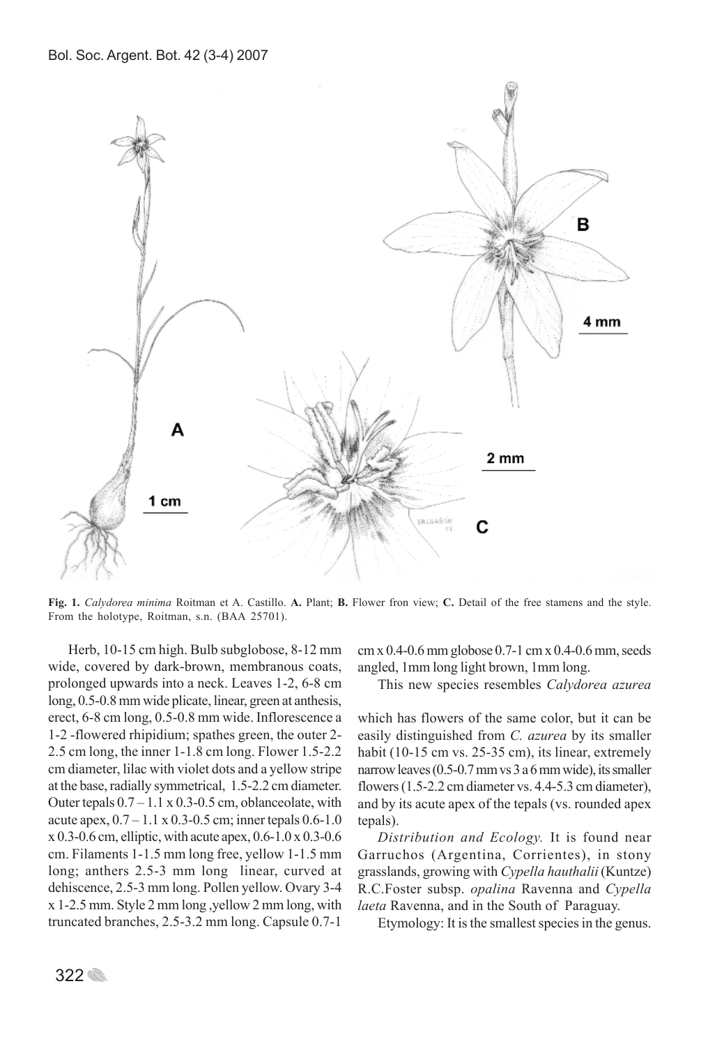**Fig. 1.** *Calydorea minima* Roitman et A. Castillo. **A.** Plant; **B.** Flower fron view; **C.** Detail of the free stamens and the style. From the holotype, Roitman, s.n. (BAA 25701).

Herb, 10-15 cm high. Bulb subglobose, 8-12 mm wide, covered by dark-brown, membranous coats, prolonged upwards into a neck. Leaves 1-2, 6-8 cm long, 0.5-0.8 mm wide plicate, linear, green at anthesis, erect, 6-8 cm long, 0.5-0.8 mm wide. Inflorescence a 1-2 -flowered rhipidium; spathes green, the outer 2-2.5 cm long, the inner 1-1.8 cm long. Flower 1.5-2.2 cm diameter, lilac with violet dots and a yellow stripe at the base, radially symmetrical, 1.5-2.2 cm diameter. Outer tepals 0.7 – 1.1 x 0.3-0.5 cm, oblanceolate, with acute apex, 0.7 – 1.1 x 0.3-0.5 cm; inner tepals 0.6-1.0 x 0.3-0.6 cm, elliptic, with acute apex, 0.6-1.0 x 0.3-0.6 cm. Filaments 1-1.5 mm long free, yellow 1-1.5 mm long; anthers 2.5-3 mm long linear, curved at dehiscence, 2.5-3 mm long. Pollen yellow. Ovary 3-4 x 1-2.5 mm. Style 2 mm long ,yellow 2 mm long, with truncated branches, 2.5-3.2 mm long. Capsule 0.7-1 cm x 0.4-0.6 mm globose 0.7-1 cm x 0.4-0.6 mm, seeds angled, 1mm long light brown, 1mm long.

This new species resembles *Calydorea azurea* which has flowers of the same color, but it can be easily distinguished from *C. azurea* by its smaller habit (10-15 cm vs. 25-35 cm), its linear, extremely narrow leaves (0.5-0.7 mm vs 3 a 6 mm wide), its smaller flowers (1.5-2.2 cm diameter vs. 4.4-5.3 cm diameter), and by its acute apex of the tepals (vs. rounded apex tepals).

*Distribution and Ecology.* It is found near Garruchos (Argentina, Corrientes), in stony grasslands, growing with *Cypella hauthalii* (Kuntze) R.C.Foster subsp. *opalina* Ravenna and *Cypella laeta* Ravenna, and in the South of Paraguay.

Etymology: It is the smallest species in the genus.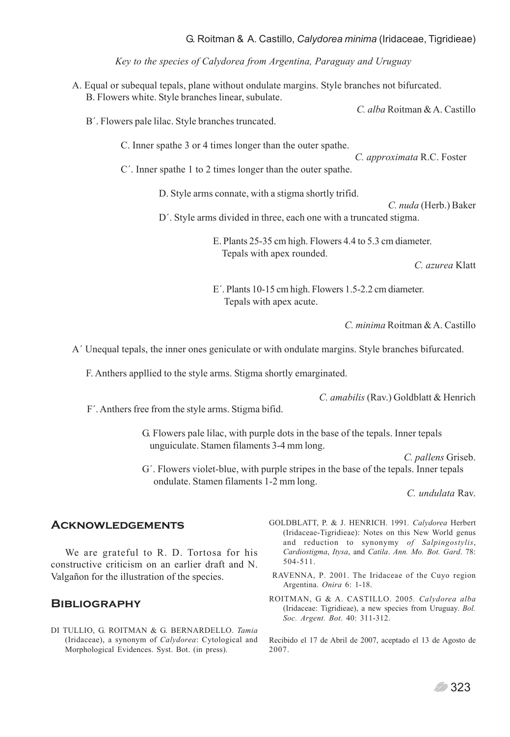*Key to the species of Calydorea from Argentina, Paraguay and Uruguay*

A. Equal or subequal tepals, plane without ondulate margins. Style branches not bifurcated.

B. Flowers white. Style branches linear, subulate. ........ *C. alba* Roitman & A. Castillo

B´. Flowers pale lilac. Style branches truncated.

C. Inner spathe 3 or 4 times longer than the outer spathe. ........ *C. approximata* R.C. Foster

C´. Inner spathe 1 to 2 times longer than the outer spathe.

D. Style arms connate, with a stigma shortly trifid. ........ *C. nuda* (Herb.) Baker

D´. Style arms divided in three, each one with a truncated stigma.

E. Plants 25-35 cm high. Flowers 4.4 to 5.3 cm diameter. Tepals with apex rounded. ........ *C. azurea* Klatt

E´. Plants 10-15 cm high. Flowers 1.5-2.2 cm diameter. Tepals with apex acute. ........ *C. minima* Roitman & A. Castillo

A´ Unequal tepals, the inner ones geniculate or with ondulate margins. Style branches bifurcated.

F. Anthers appllied to the style arms. Stigma shortly emarginated. ........ *C. amabilis* (Rav.) Goldblatt & Henrich

F´. Anthers free from the style arms. Stigma bifid.

G. Flowers pale lilac, with purple dots in the base of the tepals. Inner tepals unguiculate. Stamen filaments 3-4 mm long. ........ *C. pallens* Griseb.

G´. Flowers violet-blue, with purple stripes in the base of the tepals. Inner tepals ondulate. Stamen filaments 1-2 mm long. ........ *C. undulata* Rav.

## Acknowledgements

We are grateful to R. D. Tortosa for his constructive criticism on an earlier draft and N. Valgañon for the illustration of the species.

## Bibliography

DI TULLIO, G. ROITMAN & G. BERNARDELLO. *Tamia* (Iridaceae), a synonym of *Calydorea*: Cytological and Morphological Evidences. Syst. Bot. (in press).

GOLDBLATT, P. & J. HENRICH. 1991. *Calydorea* Herbert (Iridaceae-Tigridieae): Notes on this New World genus and reduction to synonymy *of Salpingostylis*, *Cardiostigma*, *Itysa*, and *Catila*. *Ann. Mo. Bot. Gard*. 78: 504-511.

RAVENNA, P. 2001. The Iridaceae of the Cuyo region Argentina. *Onira* 6: 1-18.

ROITMAN, G & A. CASTILLO. 2005. *Calydorea alba* (Iridaceae: Tigridieae), a new species from Uruguay. *Bol. Soc. Argent. Bot*. 40: 311-312.

Recibido el 17 de Abril de 2007, aceptado el 13 de Agosto de 2007.